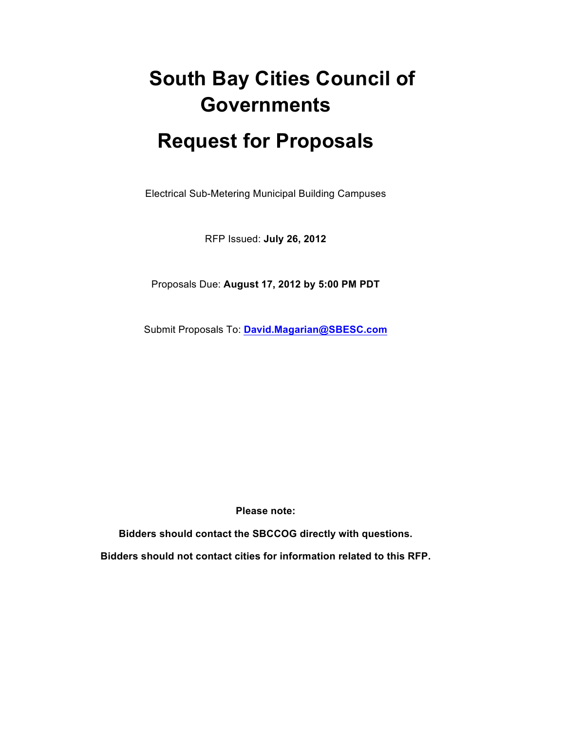# South Bay Cities Council of Governments

# Request for Proposals

Electrical Sub-Metering Municipal Building Campuses

RFP Issued: **July 26, 2012**

Proposals Due: **August 17, 2012 by 5:00 PM PDT**

Submit Proposals To: **David.Magarian@SBESC.com**

**Please note:**

**Bidders should contact the SBCCOG directly with questions.**

**Bidders should not contact cities for information related to this RFP.**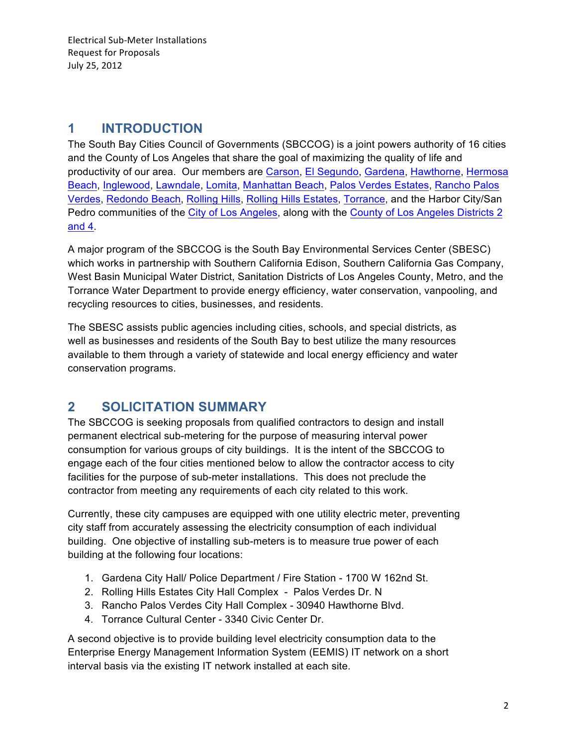# 1 INTRODUCTION

The South Bay Cities Council of Governments (SBCCOG) is a joint powers authority of 16 cities and the County of Los Angeles that share the goal of maximizing the quality of life and productivity of our area. Our members are Carson, El Segundo, Gardena, Hawthorne, Hermosa Beach, Inglewood, Lawndale, Lomita, Manhattan Beach, Palos Verdes Estates, Rancho Palos Verdes, Redondo Beach, Rolling Hills, Rolling Hills Estates, Torrance, and the Harbor City/San Pedro communities of the City of Los Angeles, along with the County of Los Angeles Districts 2 and 4.

A major program of the SBCCOG is the South Bay Environmental Services Center (SBESC) which works in partnership with Southern California Edison, Southern California Gas Company, West Basin Municipal Water District, Sanitation Districts of Los Angeles County, Metro, and the Torrance Water Department to provide energy efficiency, water conservation, vanpooling, and recycling resources to cities, businesses, and residents.

The SBESC assists public agencies including cities, schools, and special districts, as well as businesses and residents of the South Bay to best utilize the many resources available to them through a variety of statewide and local energy efficiency and water conservation programs.

# 2 SOLICITATION SUMMARY

The SBCCOG is seeking proposals from qualified contractors to design and install permanent electrical sub-metering for the purpose of measuring interval power consumption for various groups of city buildings. It is the intent of the SBCCOG to engage each of the four cities mentioned below to allow the contractor access to city facilities for the purpose of sub-meter installations. This does not preclude the contractor from meeting any requirements of each city related to this work.

Currently, these city campuses are equipped with one utility electric meter, preventing city staff from accurately assessing the electricity consumption of each individual building. One objective of installing sub-meters is to measure true power of each building at the following four locations:

1. Gardena City Hall/ Police Department / Fire Station - 1700 W 162nd St.
2. Rolling Hills Estates City Hall Complex - Palos Verdes Dr. N
3. Rancho Palos Verdes City Hall Complex - 30940 Hawthorne Blvd.
4. Torrance Cultural Center - 3340 Civic Center Dr.

A second objective is to provide building level electricity consumption data to the Enterprise Energy Management Information System (EEMIS) IT network on a short interval basis via the existing IT network installed at each site.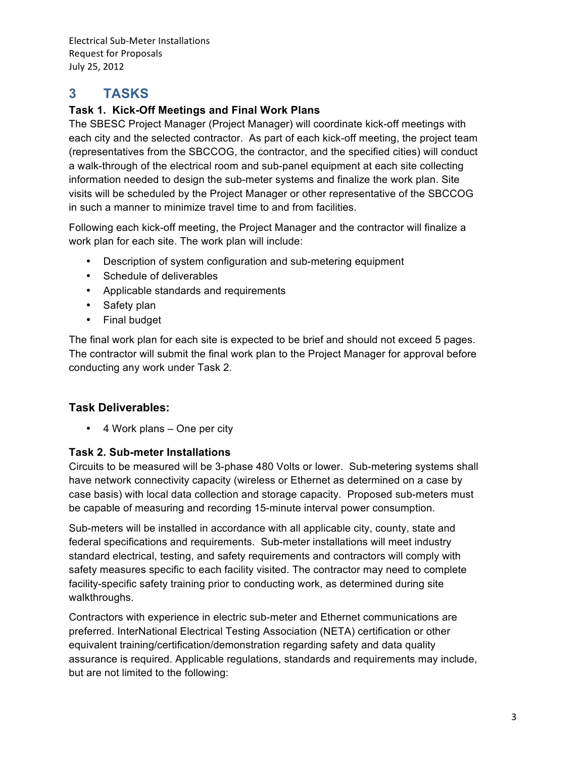# 3 TASKS

### Task 1. Kick-Off Meetings and Final Work Plans

The SBESC Project Manager (Project Manager) will coordinate kick-off meetings with each city and the selected contractor. As part of each kick-off meeting, the project team (representatives from the SBCCOG, the contractor, and the specified cities) will conduct a walk-through of the electrical room and sub-panel equipment at each site collecting information needed to design the sub-meter systems and finalize the work plan. Site visits will be scheduled by the Project Manager or other representative of the SBCCOG in such a manner to minimize travel time to and from facilities.

Following each kick-off meeting, the Project Manager and the contractor will finalize a work plan for each site. The work plan will include:

- Description of system configuration and sub-metering equipment
- Schedule of deliverables
- Applicable standards and requirements
- Safety plan
- Final budget

The final work plan for each site is expected to be brief and should not exceed 5 pages. The contractor will submit the final work plan to the Project Manager for approval before conducting any work under Task 2.

### Task Deliverables:

- 4 Work plans – One per city

### Task 2. Sub-meter Installations

Circuits to be measured will be 3-phase 480 Volts or lower. Sub-metering systems shall have network connectivity capacity (wireless or Ethernet as determined on a case by case basis) with local data collection and storage capacity. Proposed sub-meters must be capable of measuring and recording 15-minute interval power consumption.

Sub-meters will be installed in accordance with all applicable city, county, state and federal specifications and requirements. Sub-meter installations will meet industry standard electrical, testing, and safety requirements and contractors will comply with safety measures specific to each facility visited. The contractor may need to complete facility-specific safety training prior to conducting work, as determined during site walkthroughs.

Contractors with experience in electric sub-meter and Ethernet communications are preferred. InterNational Electrical Testing Association (NETA) certification or other equivalent training/certification/demonstration regarding safety and data quality assurance is required. Applicable regulations, standards and requirements may include, but are not limited to the following: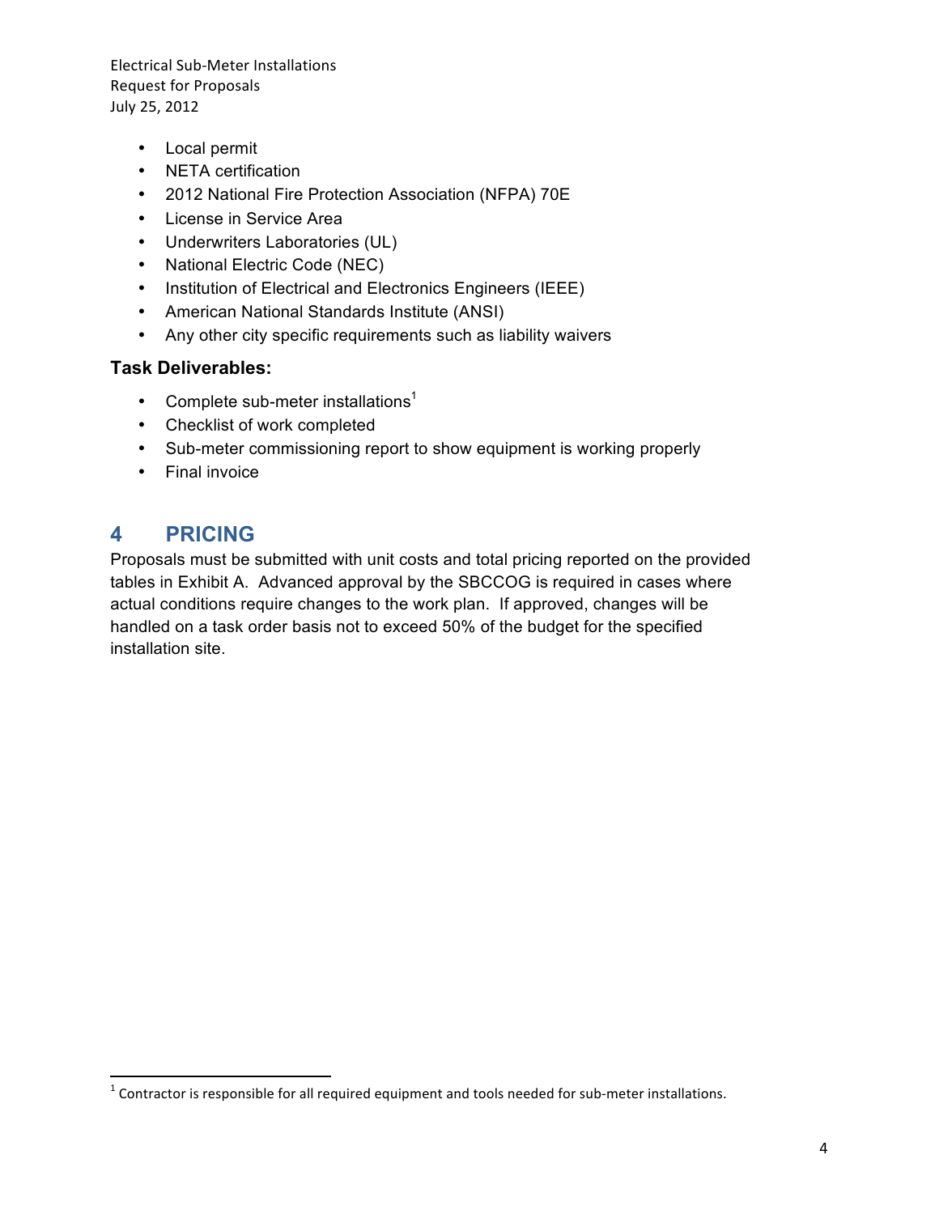- Local permit
- NETA certification
- 2012 National Fire Protection Association (NFPA) 70E
- License in Service Area
- Underwriters Laboratories (UL)
- National Electric Code (NEC)
- Institution of Electrical and Electronics Engineers (IEEE)
- American National Standards Institute (ANSI)
- Any other city specific requirements such as liability waivers

**Task Deliverables:**

- Complete sub-meter installations[1]
- Checklist of work completed
- Sub-meter commissioning report to show equipment is working properly
- Final invoice

## 4 PRICING

Proposals must be submitted with unit costs and total pricing reported on the provided tables in Exhibit A. Advanced approval by the SBCCOG is required in cases where actual conditions require changes to the work plan. If approved, changes will be handled on a task order basis not to exceed 50% of the budget for the specified installation site.

[1] Contractor is responsible for all required equipment and tools needed for sub-meter installations.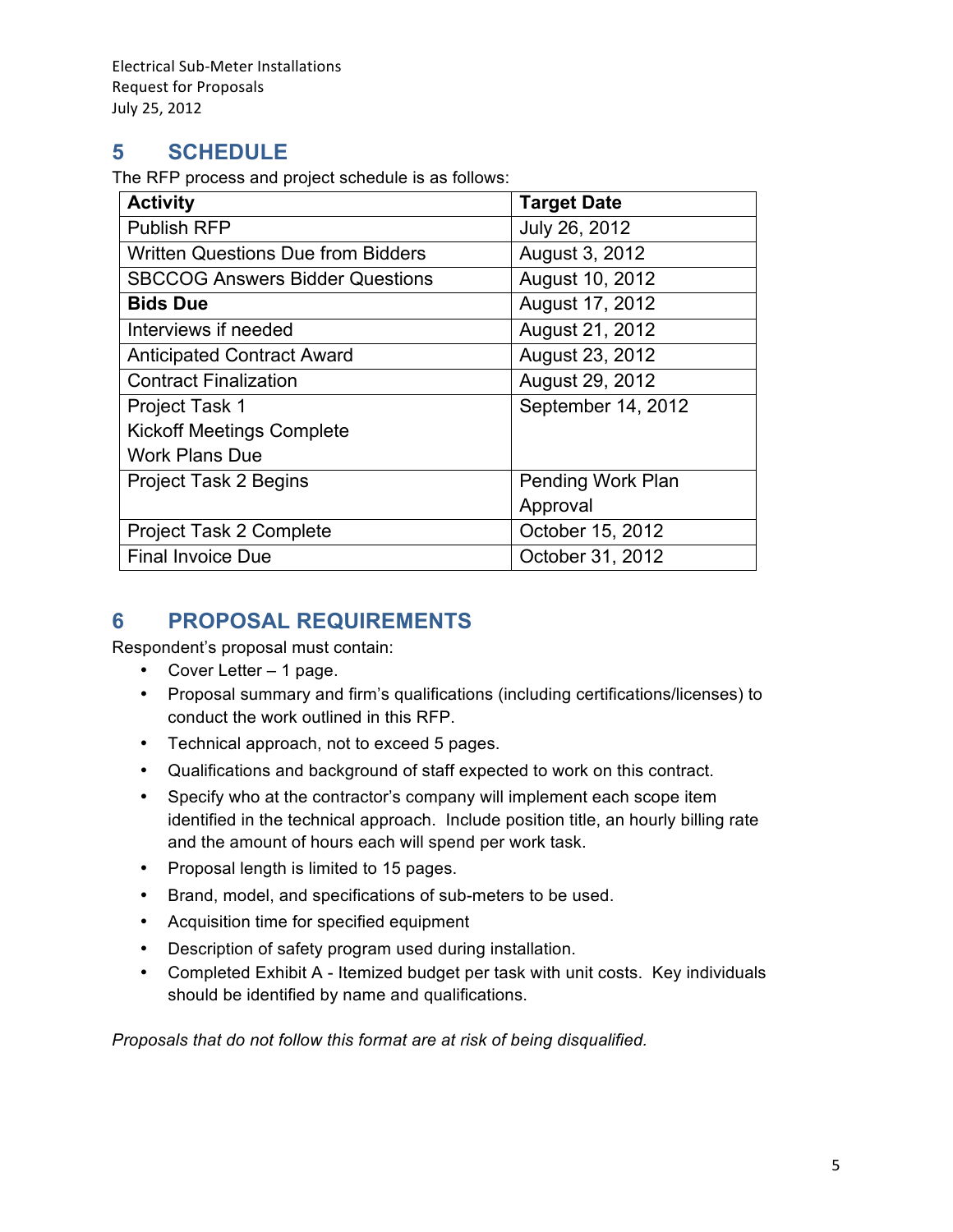## 5 SCHEDULE

The RFP process and project schedule is as follows:

| Activity | Target Date |
|---|---|
| Publish RFP | July 26, 2012 |
| Written Questions Due from Bidders | August 3, 2012 |
| SBCCOG Answers Bidder Questions | August 10, 2012 |
| **Bids Due** | August 17, 2012 |
| Interviews if needed | August 21, 2012 |
| Anticipated Contract Award | August 23, 2012 |
| Contract Finalization | August 29, 2012 |
| Project Task 1<br>Kickoff Meetings Complete<br>Work Plans Due | September 14, 2012 |
| Project Task 2 Begins | Pending Work Plan Approval |
| Project Task 2 Complete | October 15, 2012 |
| Final Invoice Due | October 31, 2012 |

## 6 PROPOSAL REQUIREMENTS

Respondent's proposal must contain:

- Cover Letter – 1 page.
- Proposal summary and firm's qualifications (including certifications/licenses) to conduct the work outlined in this RFP.
- Technical approach, not to exceed 5 pages.
- Qualifications and background of staff expected to work on this contract.
- Specify who at the contractor's company will implement each scope item identified in the technical approach. Include position title, an hourly billing rate and the amount of hours each will spend per work task.
- Proposal length is limited to 15 pages.
- Brand, model, and specifications of sub-meters to be used.
- Acquisition time for specified equipment
- Description of safety program used during installation.
- Completed Exhibit A - Itemized budget per task with unit costs. Key individuals should be identified by name and qualifications.

*Proposals that do not follow this format are at risk of being disqualified.*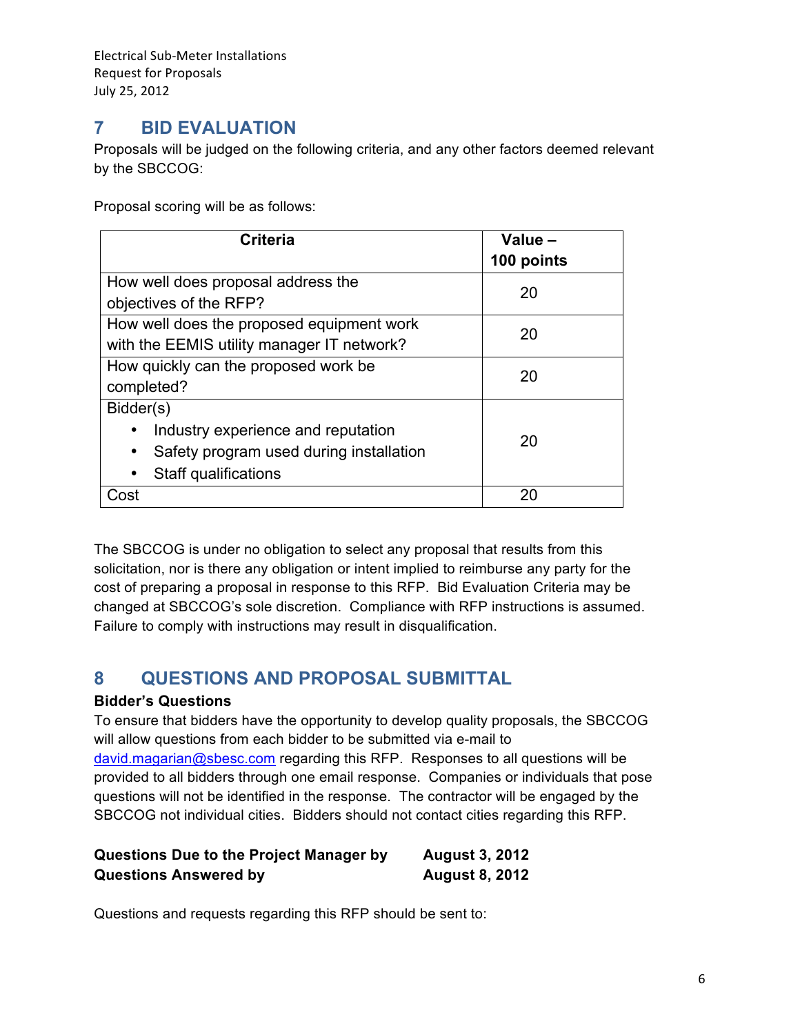## 7 BID EVALUATION

Proposals will be judged on the following criteria, and any other factors deemed relevant by the SBCCOG:

Proposal scoring will be as follows:

| Criteria | Value – 100 points |
|---|---|
| How well does proposal address the objectives of the RFP? | 20 |
| How well does the proposed equipment work with the EEMIS utility manager IT network? | 20 |
| How quickly can the proposed work be completed? | 20 |
| Bidder(s)<br>• Industry experience and reputation<br>• Safety program used during installation<br>• Staff qualifications | 20 |
| Cost | 20 |

The SBCCOG is under no obligation to select any proposal that results from this solicitation, nor is there any obligation or intent implied to reimburse any party for the cost of preparing a proposal in response to this RFP. Bid Evaluation Criteria may be changed at SBCCOG's sole discretion. Compliance with RFP instructions is assumed. Failure to comply with instructions may result in disqualification.

## 8 QUESTIONS AND PROPOSAL SUBMITTAL

**Bidder's Questions**

To ensure that bidders have the opportunity to develop quality proposals, the SBCCOG will allow questions from each bidder to be submitted via e-mail to david.magarian@sbesc.com regarding this RFP. Responses to all questions will be provided to all bidders through one email response. Companies or individuals that pose questions will not be identified in the response. The contractor will be engaged by the SBCCOG not individual cities. Bidders should not contact cities regarding this RFP.

**Questions Due to the Project Manager by** **August 3, 2012**
**Questions Answered by** **August 8, 2012**

Questions and requests regarding this RFP should be sent to: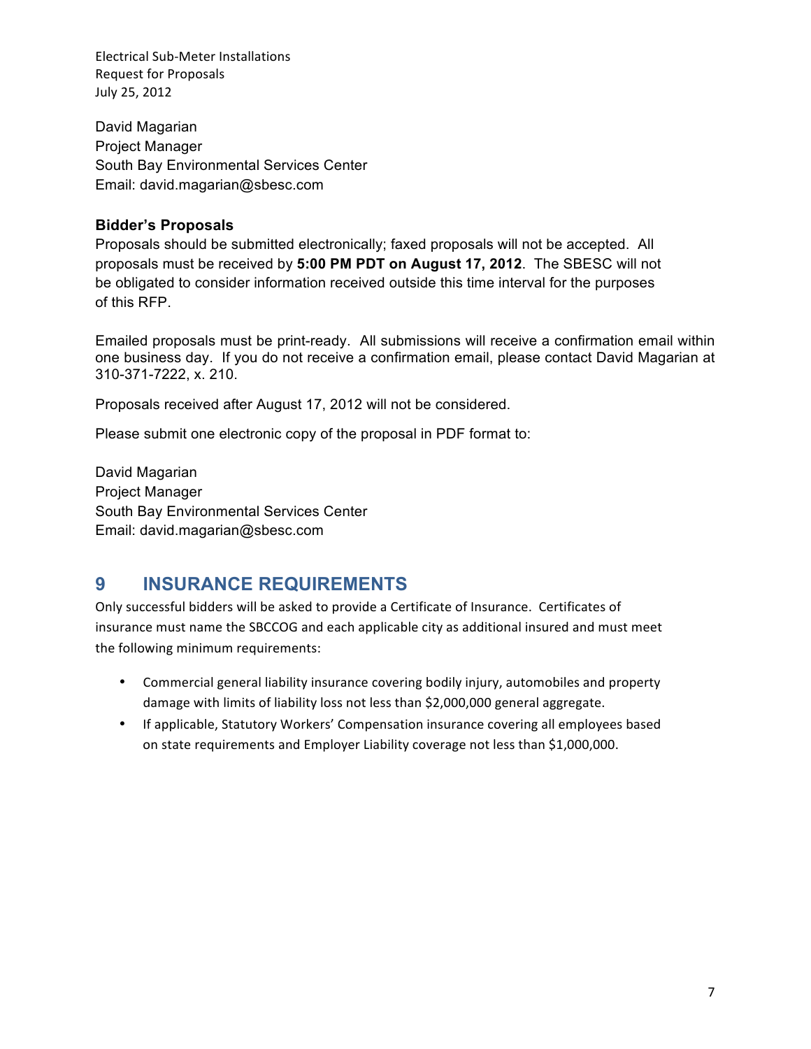David Magarian
Project Manager
South Bay Environmental Services Center
Email: david.magarian@sbesc.com

**Bidder's Proposals**

Proposals should be submitted electronically; faxed proposals will not be accepted. All proposals must be received by **5:00 PM PDT on August 17, 2012**. The SBESC will not be obligated to consider information received outside this time interval for the purposes of this RFP.

Emailed proposals must be print-ready. All submissions will receive a confirmation email within one business day. If you do not receive a confirmation email, please contact David Magarian at 310-371-7222, x. 210.

Proposals received after August 17, 2012 will not be considered.

Please submit one electronic copy of the proposal in PDF format to:

David Magarian
Project Manager
South Bay Environmental Services Center
Email: david.magarian@sbesc.com

## 9 INSURANCE REQUIREMENTS

Only successful bidders will be asked to provide a Certificate of Insurance. Certificates of insurance must name the SBCCOG and each applicable city as additional insured and must meet the following minimum requirements:

- Commercial general liability insurance covering bodily injury, automobiles and property damage with limits of liability loss not less than $2,000,000 general aggregate.
- If applicable, Statutory Workers' Compensation insurance covering all employees based on state requirements and Employer Liability coverage not less than $1,000,000.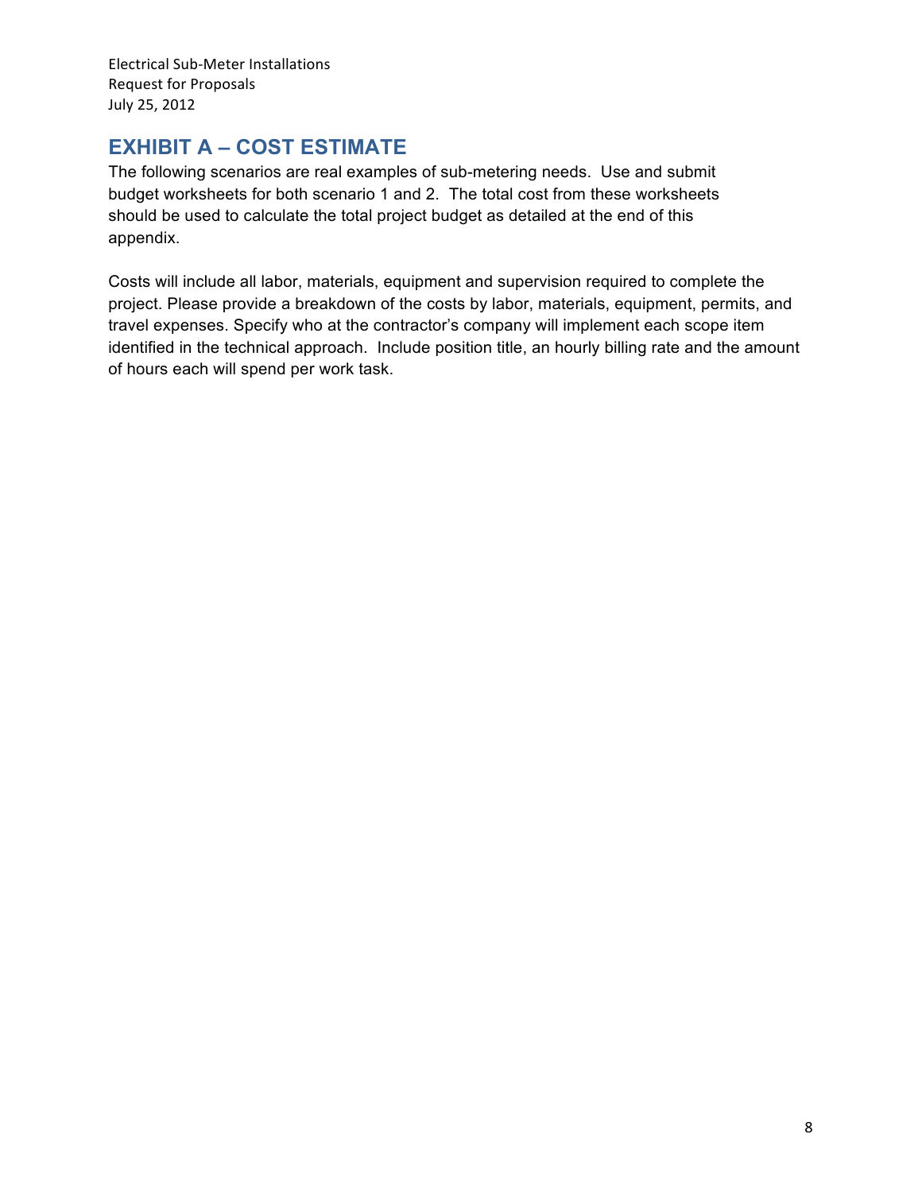## EXHIBIT A – COST ESTIMATE

The following scenarios are real examples of sub-metering needs. Use and submit budget worksheets for both scenario 1 and 2. The total cost from these worksheets should be used to calculate the total project budget as detailed at the end of this appendix.

Costs will include all labor, materials, equipment and supervision required to complete the project. Please provide a breakdown of the costs by labor, materials, equipment, permits, and travel expenses. Specify who at the contractor's company will implement each scope item identified in the technical approach. Include position title, an hourly billing rate and the amount of hours each will spend per work task.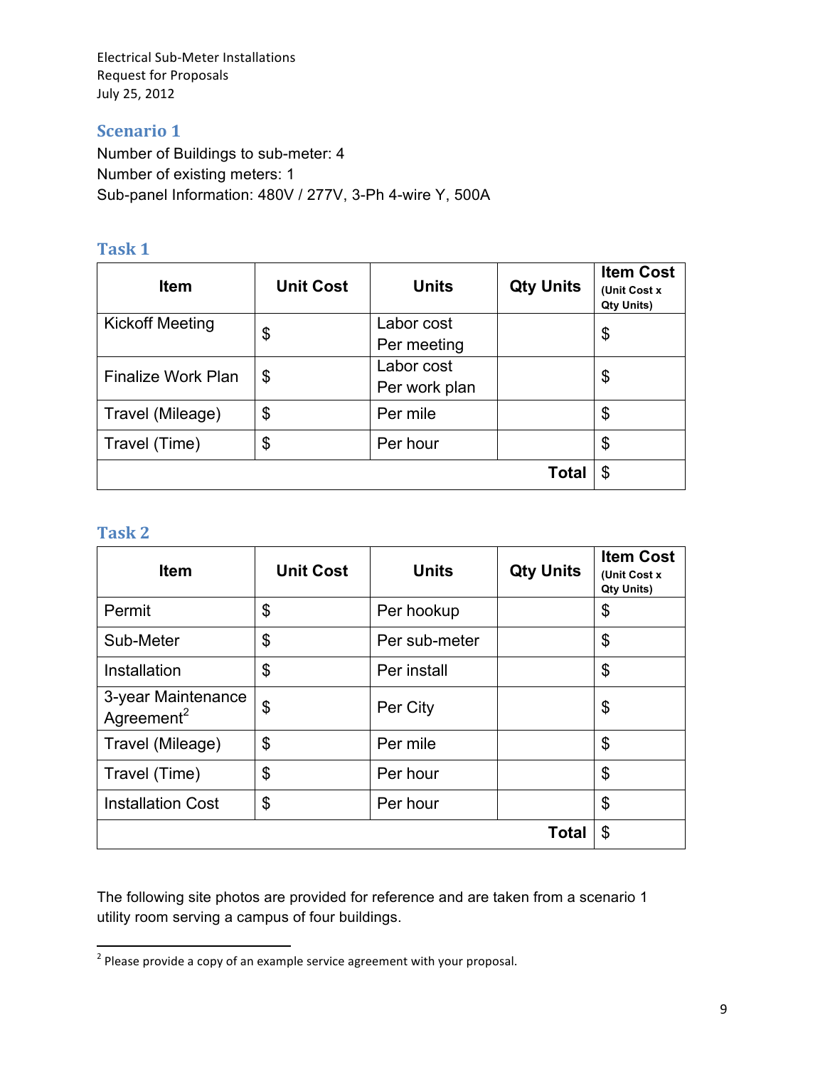Electrical Sub-Meter Installations
Request for Proposals
July 25, 2012

## Scenario 1

Number of Buildings to sub-meter: 4
Number of existing meters: 1
Sub-panel Information: 480V / 277V, 3-Ph 4-wire Y, 500A

### Task 1

| Item | Unit Cost | Units | Qty Units | Item Cost (Unit Cost x Qty Units) |
|---|---|---|---|---|
| Kickoff Meeting | $ | Labor cost Per meeting | | $ |
| Finalize Work Plan | $ | Labor cost Per work plan | | $ |
| Travel (Mileage) | $ | Per mile | | $ |
| Travel (Time) | $ | Per hour | | $ |
| | | | **Total** | $ |

### Task 2

| Item | Unit Cost | Units | Qty Units | Item Cost (Unit Cost x Qty Units) |
|---|---|---|---|---|
| Permit | $ | Per hookup | | $ |
| Sub-Meter | $ | Per sub-meter | | $ |
| Installation | $ | Per install | | $ |
| 3-year Maintenance Agreement[2] | $ | Per City | | $ |
| Travel (Mileage) | $ | Per mile | | $ |
| Travel (Time) | $ | Per hour | | $ |
| Installation Cost | $ | Per hour | | $ |
| | | | **Total** | $ |

The following site photos are provided for reference and are taken from a scenario 1 utility room serving a campus of four buildings.

[2] Please provide a copy of an example service agreement with your proposal.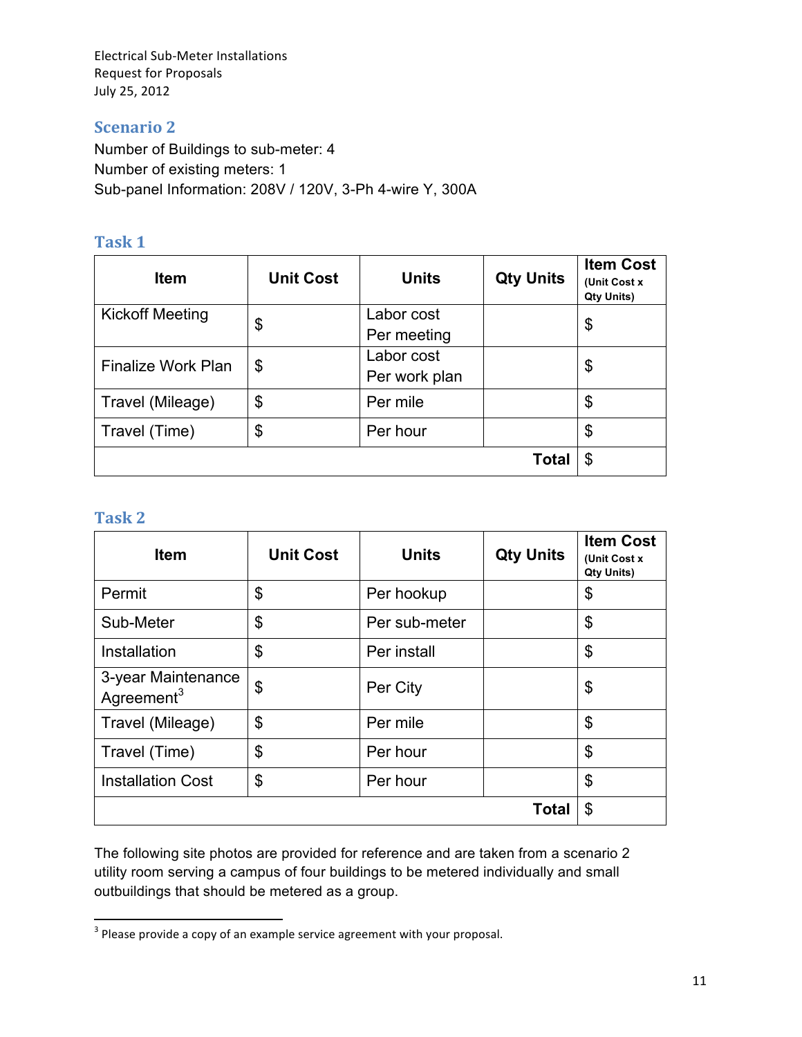## Scenario 2

Number of Buildings to sub-meter: 4
Number of existing meters: 1
Sub-panel Information: 208V / 120V, 3-Ph 4-wire Y, 300A

### Task 1

| Item | Unit Cost | Units | Qty Units | Item Cost (Unit Cost x Qty Units) |
|---|---|---|---|---|
| Kickoff Meeting | $ | Labor cost Per meeting | | $ |
| Finalize Work Plan | $ | Labor cost Per work plan | | $ |
| Travel (Mileage) | $ | Per mile | | $ |
| Travel (Time) | $ | Per hour | | $ |
| | | | **Total** | $ |

### Task 2

| Item | Unit Cost | Units | Qty Units | Item Cost (Unit Cost x Qty Units) |
|---|---|---|---|---|
| Permit | $ | Per hookup | | $ |
| Sub-Meter | $ | Per sub-meter | | $ |
| Installation | $ | Per install | | $ |
| 3-year Maintenance Agreement[3] | $ | Per City | | $ |
| Travel (Mileage) | $ | Per mile | | $ |
| Travel (Time) | $ | Per hour | | $ |
| Installation Cost | $ | Per hour | | $ |
| | | | **Total** | $ |

The following site photos are provided for reference and are taken from a scenario 2 utility room serving a campus of four buildings to be metered individually and small outbuildings that should be metered as a group.

[3] Please provide a copy of an example service agreement with your proposal.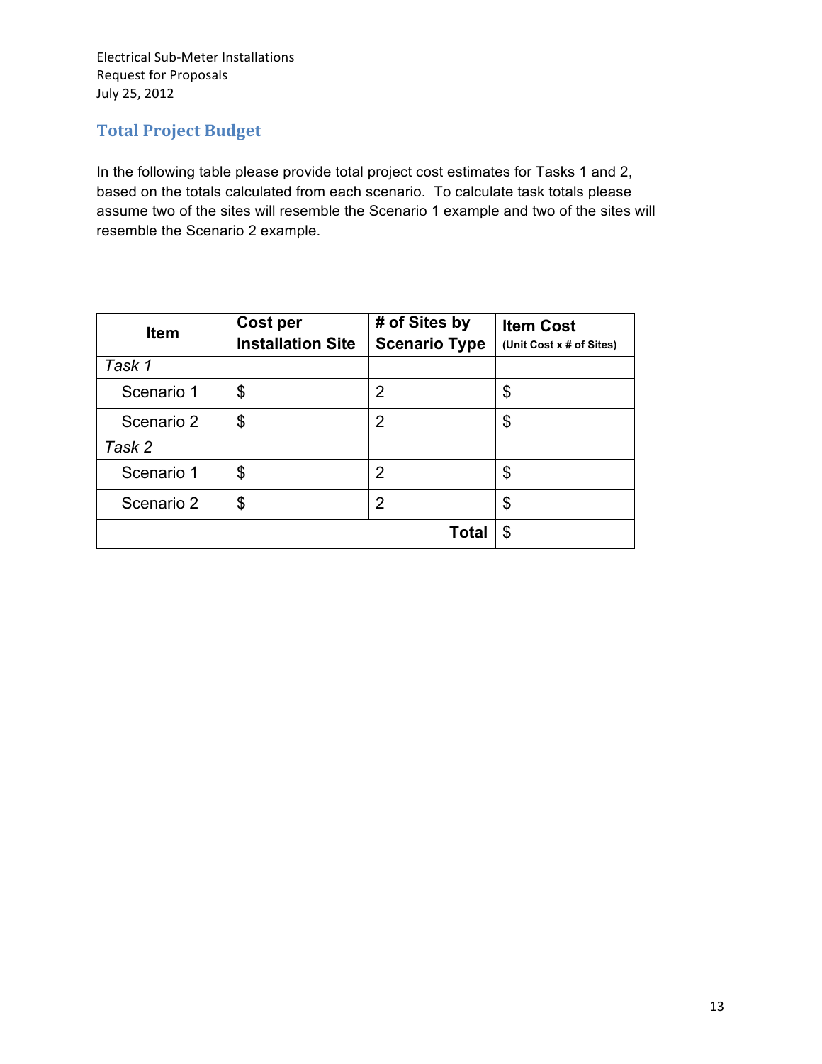## Total Project Budget

In the following table please provide total project cost estimates for Tasks 1 and 2, based on the totals calculated from each scenario. To calculate task totals please assume two of the sites will resemble the Scenario 1 example and two of the sites will resemble the Scenario 2 example.

| Item | Cost per Installation Site | # of Sites by Scenario Type | Item Cost (Unit Cost x # of Sites) |
|---|---|---|---|
| *Task 1* | | | |
| Scenario 1 | $ | 2 | $ |
| Scenario 2 | $ | 2 | $ |
| *Task 2* | | | |
| Scenario 1 | $ | 2 | $ |
| Scenario 2 | $ | 2 | $ |
| | | **Total** | $ |